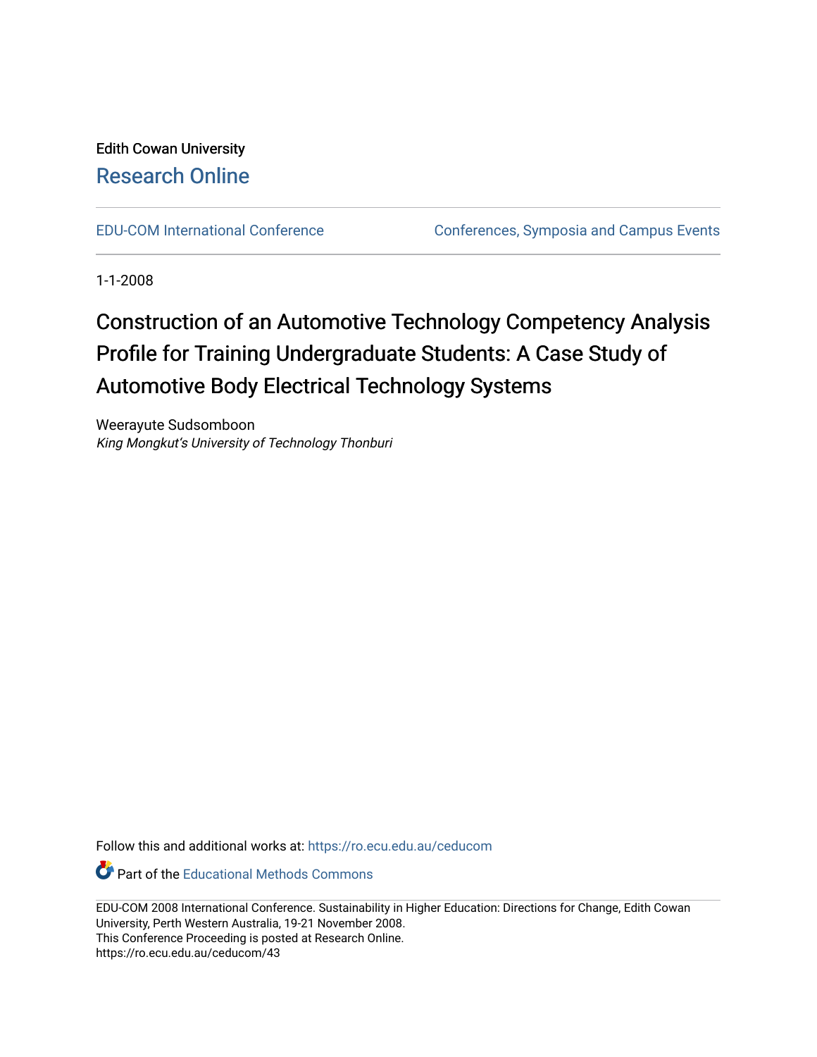Edith Cowan University

Research Online

EDU-COM International Conference

Conferences, Symposia and Campus Events

1-1-2008

# Construction of an Automotive Technology Competency Analysis Profile for Training Undergraduate Students: A Case Study of Automotive Body Electrical Technology Systems

Weerayute Sudsomboon

*King Mongkut's University of Technology Thonburi*

Follow this and additional works at: https://ro.ecu.edu.au/ceducom

Part of the Educational Methods Commons

EDU-COM 2008 International Conference. Sustainability in Higher Education: Directions for Change, Edith Cowan University, Perth Western Australia, 19-21 November 2008.

This Conference Proceeding is posted at Research Online.

https://ro.ecu.edu.au/ceducom/43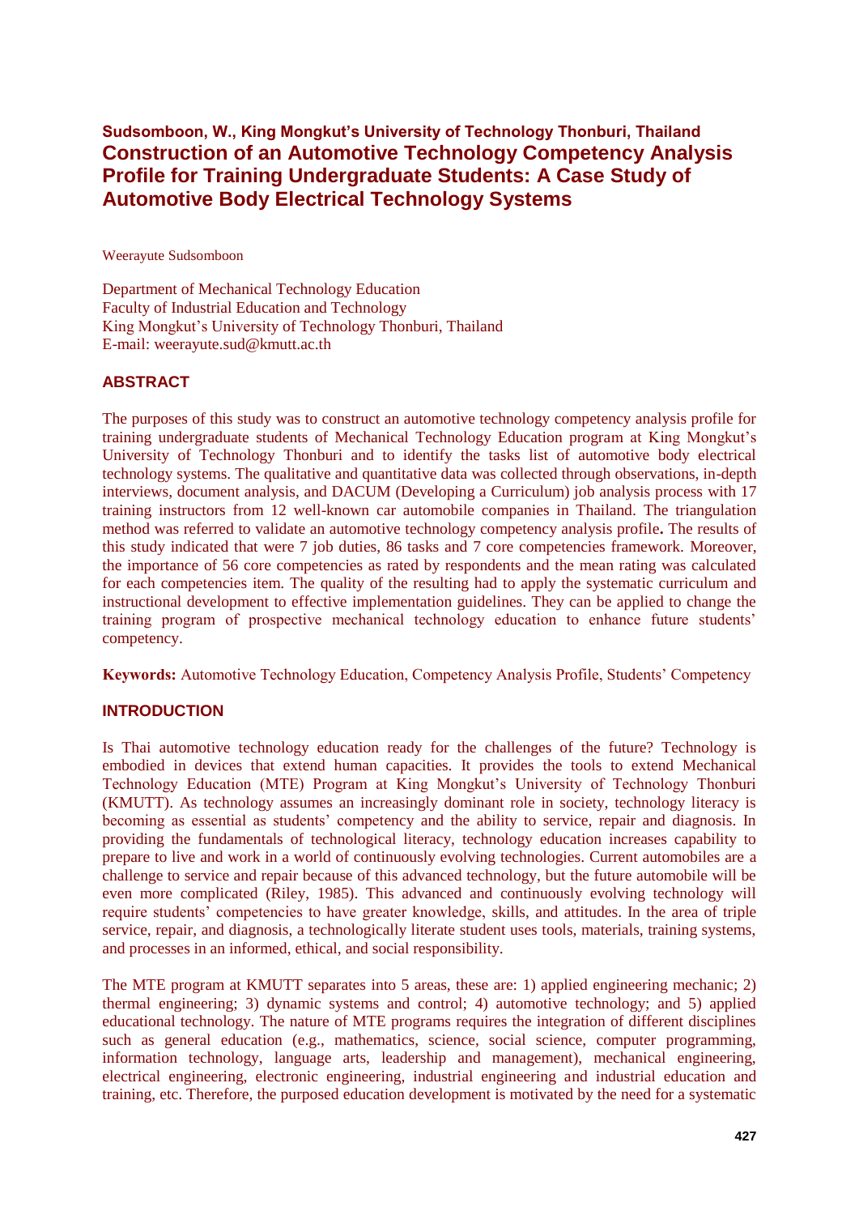**Sudsomboon, W., King Mongkut's University of Technology Thonburi, Thailand**

# Construction of an Automotive Technology Competency Analysis Profile for Training Undergraduate Students: A Case Study of Automotive Body Electrical Technology Systems

Weerayute Sudsomboon

Department of Mechanical Technology Education
Faculty of Industrial Education and Technology
King Mongkut's University of Technology Thonburi, Thailand
E-mail: weerayute.sud@kmutt.ac.th

## ABSTRACT

The purposes of this study was to construct an automotive technology competency analysis profile for training undergraduate students of Mechanical Technology Education program at King Mongkut's University of Technology Thonburi and to identify the tasks list of automotive body electrical technology systems. The qualitative and quantitative data was collected through observations, in-depth interviews, document analysis, and DACUM (Developing a Curriculum) job analysis process with 17 training instructors from 12 well-known car automobile companies in Thailand. The triangulation method was referred to validate an automotive technology competency analysis profile**.** The results of this study indicated that were 7 job duties, 86 tasks and 7 core competencies framework. Moreover, the importance of 56 core competencies as rated by respondents and the mean rating was calculated for each competencies item. The quality of the resulting had to apply the systematic curriculum and instructional development to effective implementation guidelines. They can be applied to change the training program of prospective mechanical technology education to enhance future students' competency.

**Keywords:** Automotive Technology Education, Competency Analysis Profile, Students' Competency

## INTRODUCTION

Is Thai automotive technology education ready for the challenges of the future? Technology is embodied in devices that extend human capacities. It provides the tools to extend Mechanical Technology Education (MTE) Program at King Mongkut's University of Technology Thonburi (KMUTT). As technology assumes an increasingly dominant role in society, technology literacy is becoming as essential as students' competency and the ability to service, repair and diagnosis. In providing the fundamentals of technological literacy, technology education increases capability to prepare to live and work in a world of continuously evolving technologies. Current automobiles are a challenge to service and repair because of this advanced technology, but the future automobile will be even more complicated (Riley, 1985). This advanced and continuously evolving technology will require students' competencies to have greater knowledge, skills, and attitudes. In the area of triple service, repair, and diagnosis, a technologically literate student uses tools, materials, training systems, and processes in an informed, ethical, and social responsibility.

The MTE program at KMUTT separates into 5 areas, these are: 1) applied engineering mechanic; 2) thermal engineering; 3) dynamic systems and control; 4) automotive technology; and 5) applied educational technology. The nature of MTE programs requires the integration of different disciplines such as general education (e.g., mathematics, science, social science, computer programming, information technology, language arts, leadership and management), mechanical engineering, electrical engineering, electronic engineering, industrial engineering and industrial education and training, etc. Therefore, the purposed education development is motivated by the need for a systematic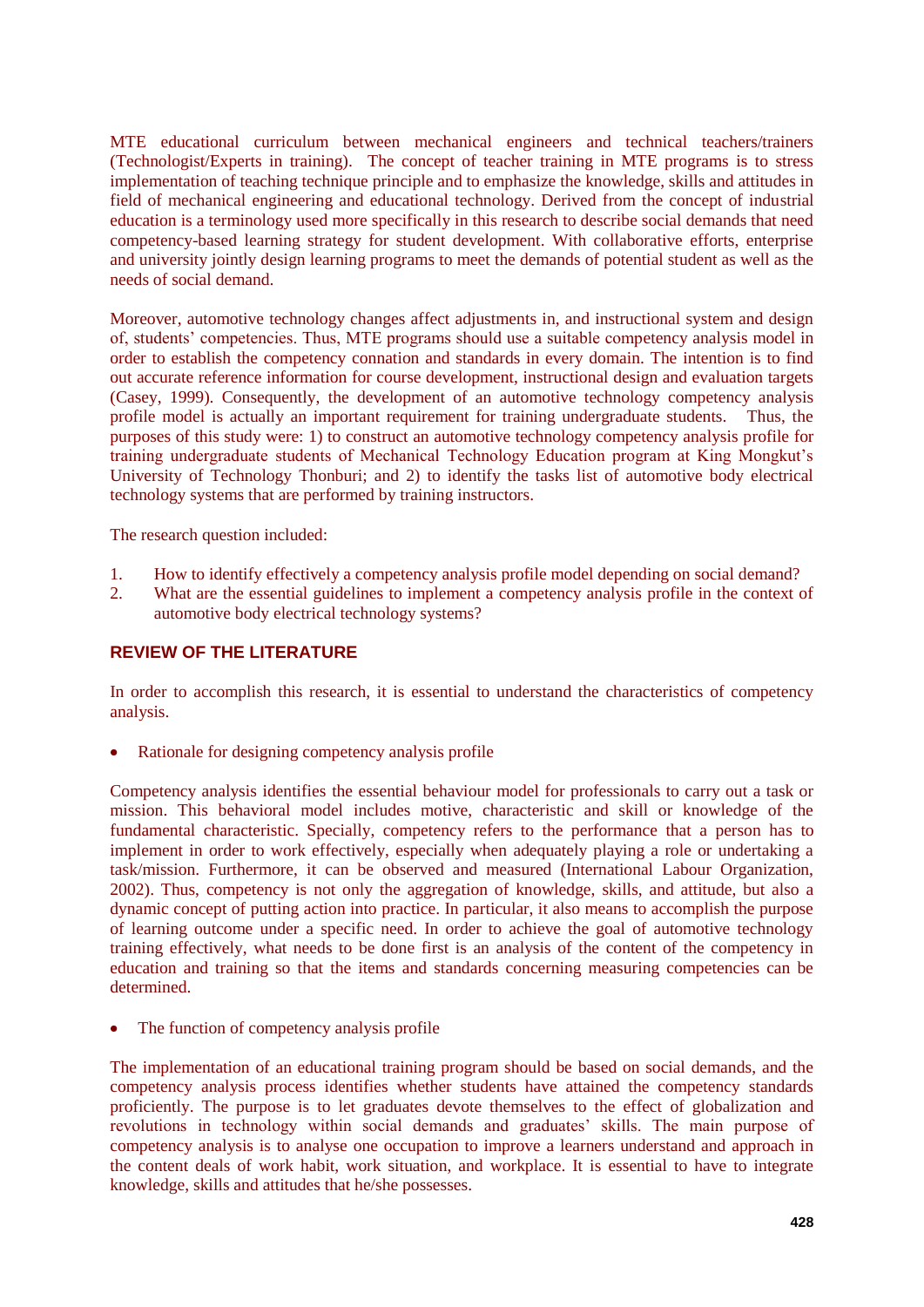MTE educational curriculum between mechanical engineers and technical teachers/trainers (Technologist/Experts in training). The concept of teacher training in MTE programs is to stress implementation of teaching technique principle and to emphasize the knowledge, skills and attitudes in field of mechanical engineering and educational technology. Derived from the concept of industrial education is a terminology used more specifically in this research to describe social demands that need competency-based learning strategy for student development. With collaborative efforts, enterprise and university jointly design learning programs to meet the demands of potential student as well as the needs of social demand.

Moreover, automotive technology changes affect adjustments in, and instructional system and design of, students' competencies. Thus, MTE programs should use a suitable competency analysis model in order to establish the competency connation and standards in every domain. The intention is to find out accurate reference information for course development, instructional design and evaluation targets (Casey, 1999). Consequently, the development of an automotive technology competency analysis profile model is actually an important requirement for training undergraduate students. Thus, the purposes of this study were: 1) to construct an automotive technology competency analysis profile for training undergraduate students of Mechanical Technology Education program at King Mongkut's University of Technology Thonburi; and 2) to identify the tasks list of automotive body electrical technology systems that are performed by training instructors.

The research question included:

1. How to identify effectively a competency analysis profile model depending on social demand?
2. What are the essential guidelines to implement a competency analysis profile in the context of automotive body electrical technology systems?

## REVIEW OF THE LITERATURE

In order to accomplish this research, it is essential to understand the characteristics of competency analysis.

- Rationale for designing competency analysis profile

Competency analysis identifies the essential behaviour model for professionals to carry out a task or mission. This behavioral model includes motive, characteristic and skill or knowledge of the fundamental characteristic. Specially, competency refers to the performance that a person has to implement in order to work effectively, especially when adequately playing a role or undertaking a task/mission. Furthermore, it can be observed and measured (International Labour Organization, 2002). Thus, competency is not only the aggregation of knowledge, skills, and attitude, but also a dynamic concept of putting action into practice. In particular, it also means to accomplish the purpose of learning outcome under a specific need. In order to achieve the goal of automotive technology training effectively, what needs to be done first is an analysis of the content of the competency in education and training so that the items and standards concerning measuring competencies can be determined.

- The function of competency analysis profile

The implementation of an educational training program should be based on social demands, and the competency analysis process identifies whether students have attained the competency standards proficiently. The purpose is to let graduates devote themselves to the effect of globalization and revolutions in technology within social demands and graduates' skills. The main purpose of competency analysis is to analyse one occupation to improve a learners understand and approach in the content deals of work habit, work situation, and workplace. It is essential to have to integrate knowledge, skills and attitudes that he/she possesses.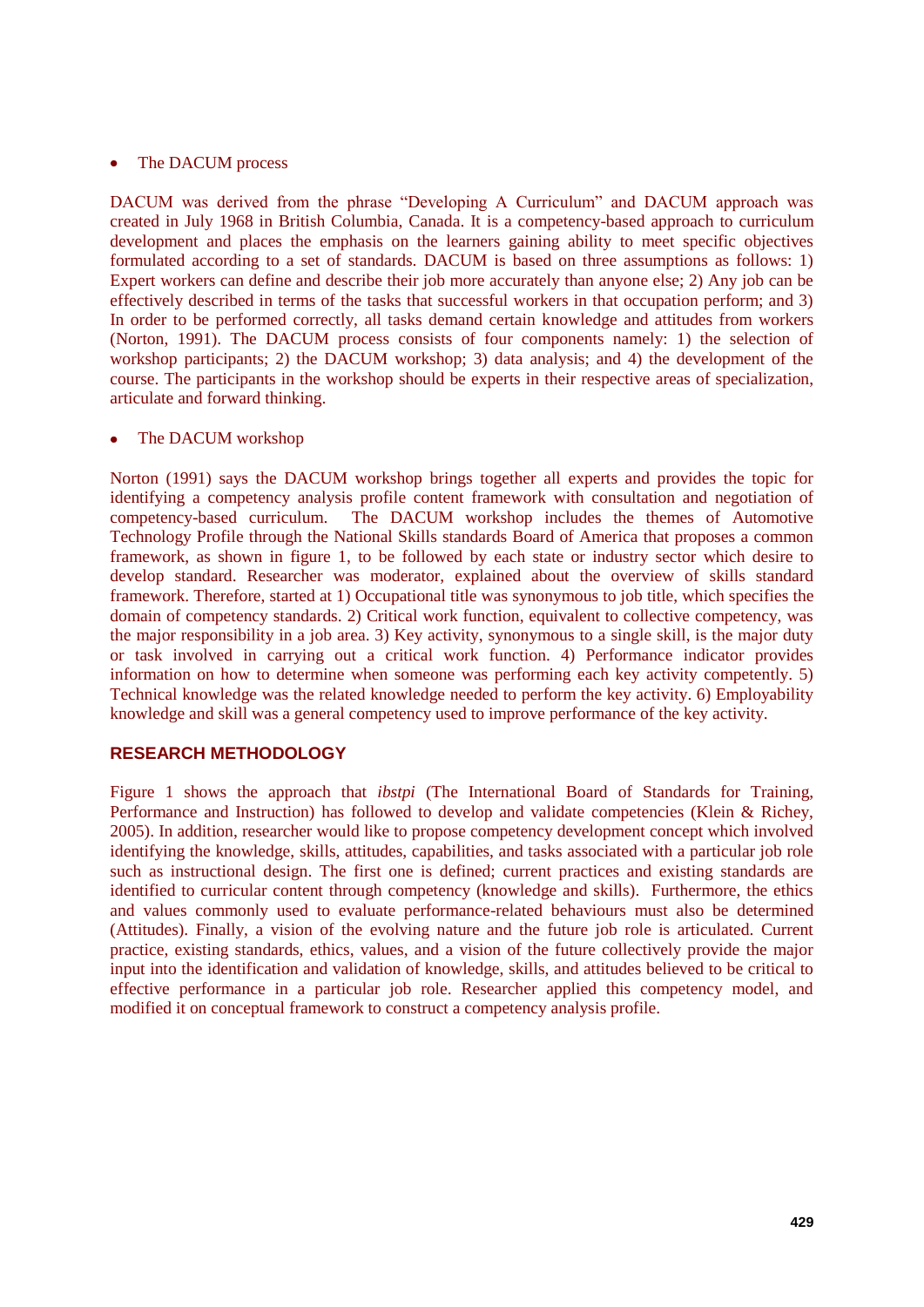- The DACUM process

DACUM was derived from the phrase "Developing A Curriculum" and DACUM approach was created in July 1968 in British Columbia, Canada. It is a competency-based approach to curriculum development and places the emphasis on the learners gaining ability to meet specific objectives formulated according to a set of standards. DACUM is based on three assumptions as follows: 1) Expert workers can define and describe their job more accurately than anyone else; 2) Any job can be effectively described in terms of the tasks that successful workers in that occupation perform; and 3) In order to be performed correctly, all tasks demand certain knowledge and attitudes from workers (Norton, 1991). The DACUM process consists of four components namely: 1) the selection of workshop participants; 2) the DACUM workshop; 3) data analysis; and 4) the development of the course. The participants in the workshop should be experts in their respective areas of specialization, articulate and forward thinking.

- The DACUM workshop

Norton (1991) says the DACUM workshop brings together all experts and provides the topic for identifying a competency analysis profile content framework with consultation and negotiation of competency-based curriculum. The DACUM workshop includes the themes of Automotive Technology Profile through the National Skills standards Board of America that proposes a common framework, as shown in figure 1, to be followed by each state or industry sector which desire to develop standard. Researcher was moderator, explained about the overview of skills standard framework. Therefore, started at 1) Occupational title was synonymous to job title, which specifies the domain of competency standards. 2) Critical work function, equivalent to collective competency, was the major responsibility in a job area. 3) Key activity, synonymous to a single skill, is the major duty or task involved in carrying out a critical work function. 4) Performance indicator provides information on how to determine when someone was performing each key activity competently. 5) Technical knowledge was the related knowledge needed to perform the key activity. 6) Employability knowledge and skill was a general competency used to improve performance of the key activity.

## RESEARCH METHODOLOGY

Figure 1 shows the approach that *ibstpi* (The International Board of Standards for Training, Performance and Instruction) has followed to develop and validate competencies (Klein & Richey, 2005). In addition, researcher would like to propose competency development concept which involved identifying the knowledge, skills, attitudes, capabilities, and tasks associated with a particular job role such as instructional design. The first one is defined; current practices and existing standards are identified to curricular content through competency (knowledge and skills). Furthermore, the ethics and values commonly used to evaluate performance-related behaviours must also be determined (Attitudes). Finally, a vision of the evolving nature and the future job role is articulated. Current practice, existing standards, ethics, values, and a vision of the future collectively provide the major input into the identification and validation of knowledge, skills, and attitudes believed to be critical to effective performance in a particular job role. Researcher applied this competency model, and modified it on conceptual framework to construct a competency analysis profile.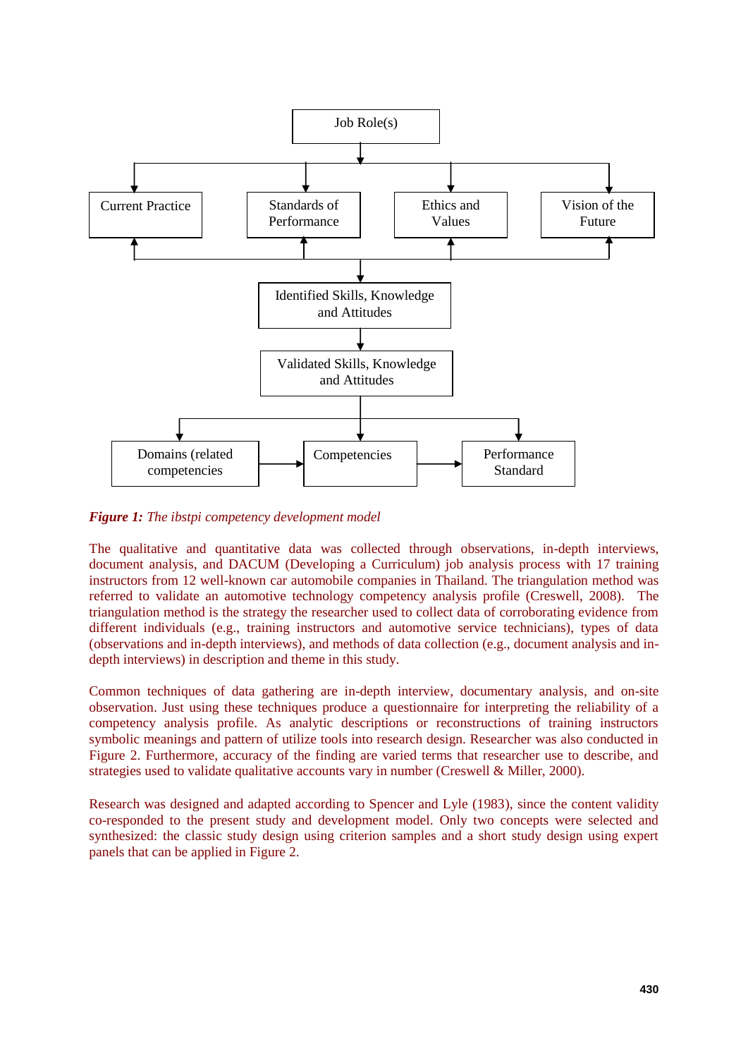Job Role(s)

Current Practice | Standards of Performance | Ethics and Values | Vision of the Future

Identified Skills, Knowledge and Attitudes

Validated Skills, Knowledge and Attitudes

Domains (related competencies → Competencies → Performance Standard

***Figure 1:** The ibstpi competency development model*

The qualitative and quantitative data was collected through observations, in-depth interviews, document analysis, and DACUM (Developing a Curriculum) job analysis process with 17 training instructors from 12 well-known car automobile companies in Thailand. The triangulation method was referred to validate an automotive technology competency analysis profile (Creswell, 2008). The triangulation method is the strategy the researcher used to collect data of corroborating evidence from different individuals (e.g., training instructors and automotive service technicians), types of data (observations and in-depth interviews), and methods of data collection (e.g., document analysis and in-depth interviews) in description and theme in this study.

Common techniques of data gathering are in-depth interview, documentary analysis, and on-site observation. Just using these techniques produce a questionnaire for interpreting the reliability of a competency analysis profile. As analytic descriptions or reconstructions of training instructors symbolic meanings and pattern of utilize tools into research design. Researcher was also conducted in Figure 2. Furthermore, accuracy of the finding are varied terms that researcher use to describe, and strategies used to validate qualitative accounts vary in number (Creswell & Miller, 2000).

Research was designed and adapted according to Spencer and Lyle (1983), since the content validity co-responded to the present study and development model. Only two concepts were selected and synthesized: the classic study design using criterion samples and a short study design using expert panels that can be applied in Figure 2.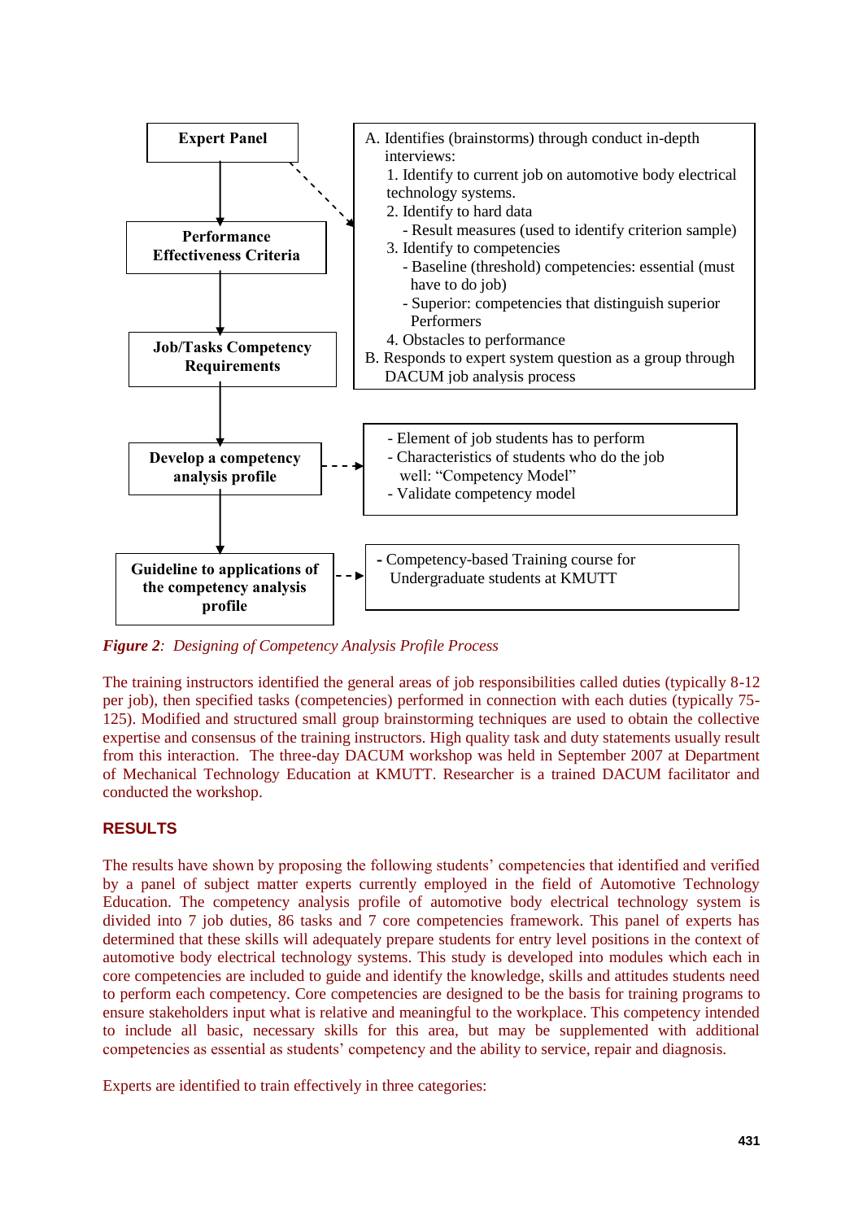**Expert Panel**

**Performance Effectiveness Criteria**

**Job/Tasks Competency Requirements**

**Develop a competency analysis profile**

**Guideline to applications of the competency analysis profile**

A. Identifies (brainstorms) through conduct in-depth interviews:
   1. Identify to current job on automotive body electrical technology systems.
   2. Identify to hard data
      - Result measures (used to identify criterion sample)
   3. Identify to competencies
      - Baseline (threshold) competencies: essential (must have to do job)
      - Superior: competencies that distinguish superior Performers
   4. Obstacles to performance

B. Responds to expert system question as a group through DACUM job analysis process

- Element of job students has to perform
- Characteristics of students who do the job well: "Competency Model"
- Validate competency model

- Competency-based Training course for Undergraduate students at KMUTT

***Figure 2****: Designing of Competency Analysis Profile Process*

The training instructors identified the general areas of job responsibilities called duties (typically 8-12 per job), then specified tasks (competencies) performed in connection with each duties (typically 75-125). Modified and structured small group brainstorming techniques are used to obtain the collective expertise and consensus of the training instructors. High quality task and duty statements usually result from this interaction. The three-day DACUM workshop was held in September 2007 at Department of Mechanical Technology Education at KMUTT. Researcher is a trained DACUM facilitator and conducted the workshop.

## RESULTS

The results have shown by proposing the following students' competencies that identified and verified by a panel of subject matter experts currently employed in the field of Automotive Technology Education. The competency analysis profile of automotive body electrical technology system is divided into 7 job duties, 86 tasks and 7 core competencies framework. This panel of experts has determined that these skills will adequately prepare students for entry level positions in the context of automotive body electrical technology systems. This study is developed into modules which each in core competencies are included to guide and identify the knowledge, skills and attitudes students need to perform each competency. Core competencies are designed to be the basis for training programs to ensure stakeholders input what is relative and meaningful to the workplace. This competency intended to include all basic, necessary skills for this area, but may be supplemented with additional competencies as essential as students' competency and the ability to service, repair and diagnosis.

Experts are identified to train effectively in three categories: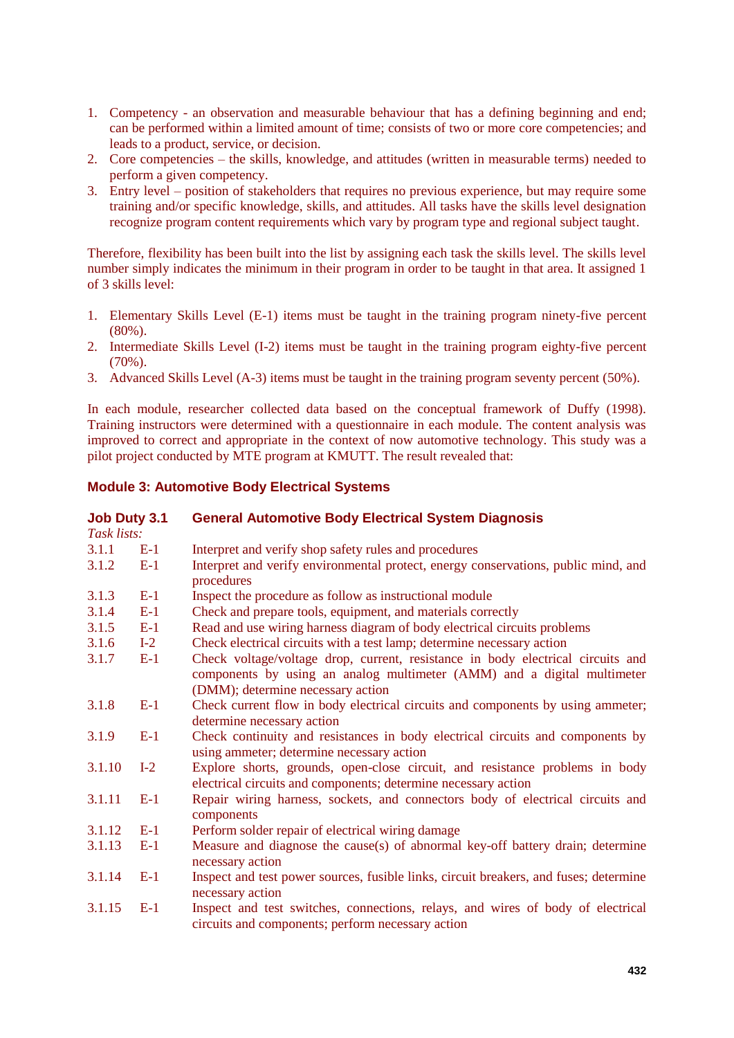1. Competency - an observation and measurable behaviour that has a defining beginning and end; can be performed within a limited amount of time; consists of two or more core competencies; and leads to a product, service, or decision.
2. Core competencies – the skills, knowledge, and attitudes (written in measurable terms) needed to perform a given competency.
3. Entry level – position of stakeholders that requires no previous experience, but may require some training and/or specific knowledge, skills, and attitudes. All tasks have the skills level designation recognize program content requirements which vary by program type and regional subject taught.

Therefore, flexibility has been built into the list by assigning each task the skills level. The skills level number simply indicates the minimum in their program in order to be taught in that area. It assigned 1 of 3 skills level:

1. Elementary Skills Level (E-1) items must be taught in the training program ninety-five percent (80%).
2. Intermediate Skills Level (I-2) items must be taught in the training program eighty-five percent (70%).
3. Advanced Skills Level (A-3) items must be taught in the training program seventy percent (50%).

In each module, researcher collected data based on the conceptual framework of Duffy (1998). Training instructors were determined with a questionnaire in each module. The content analysis was improved to correct and appropriate in the context of now automotive technology. This study was a pilot project conducted by MTE program at KMUTT. The result revealed that:

### Module 3: Automotive Body Electrical Systems

#### Job Duty 3.1 General Automotive Body Electrical System Diagnosis

*Task lists:*

| | | |
|---|---|---|
| 3.1.1 | E-1 | Interpret and verify shop safety rules and procedures |
| 3.1.2 | E-1 | Interpret and verify environmental protect, energy conservations, public mind, and procedures |
| 3.1.3 | E-1 | Inspect the procedure as follow as instructional module |
| 3.1.4 | E-1 | Check and prepare tools, equipment, and materials correctly |
| 3.1.5 | E-1 | Read and use wiring harness diagram of body electrical circuits problems |
| 3.1.6 | I-2 | Check electrical circuits with a test lamp; determine necessary action |
| 3.1.7 | E-1 | Check voltage/voltage drop, current, resistance in body electrical circuits and components by using an analog multimeter (AMM) and a digital multimeter (DMM); determine necessary action |
| 3.1.8 | E-1 | Check current flow in body electrical circuits and components by using ammeter; determine necessary action |
| 3.1.9 | E-1 | Check continuity and resistances in body electrical circuits and components by using ammeter; determine necessary action |
| 3.1.10 | I-2 | Explore shorts, grounds, open-close circuit, and resistance problems in body electrical circuits and components; determine necessary action |
| 3.1.11 | E-1 | Repair wiring harness, sockets, and connectors body of electrical circuits and components |
| 3.1.12 | E-1 | Perform solder repair of electrical wiring damage |
| 3.1.13 | E-1 | Measure and diagnose the cause(s) of abnormal key-off battery drain; determine necessary action |
| 3.1.14 | E-1 | Inspect and test power sources, fusible links, circuit breakers, and fuses; determine necessary action |
| 3.1.15 | E-1 | Inspect and test switches, connections, relays, and wires of body of electrical circuits and components; perform necessary action |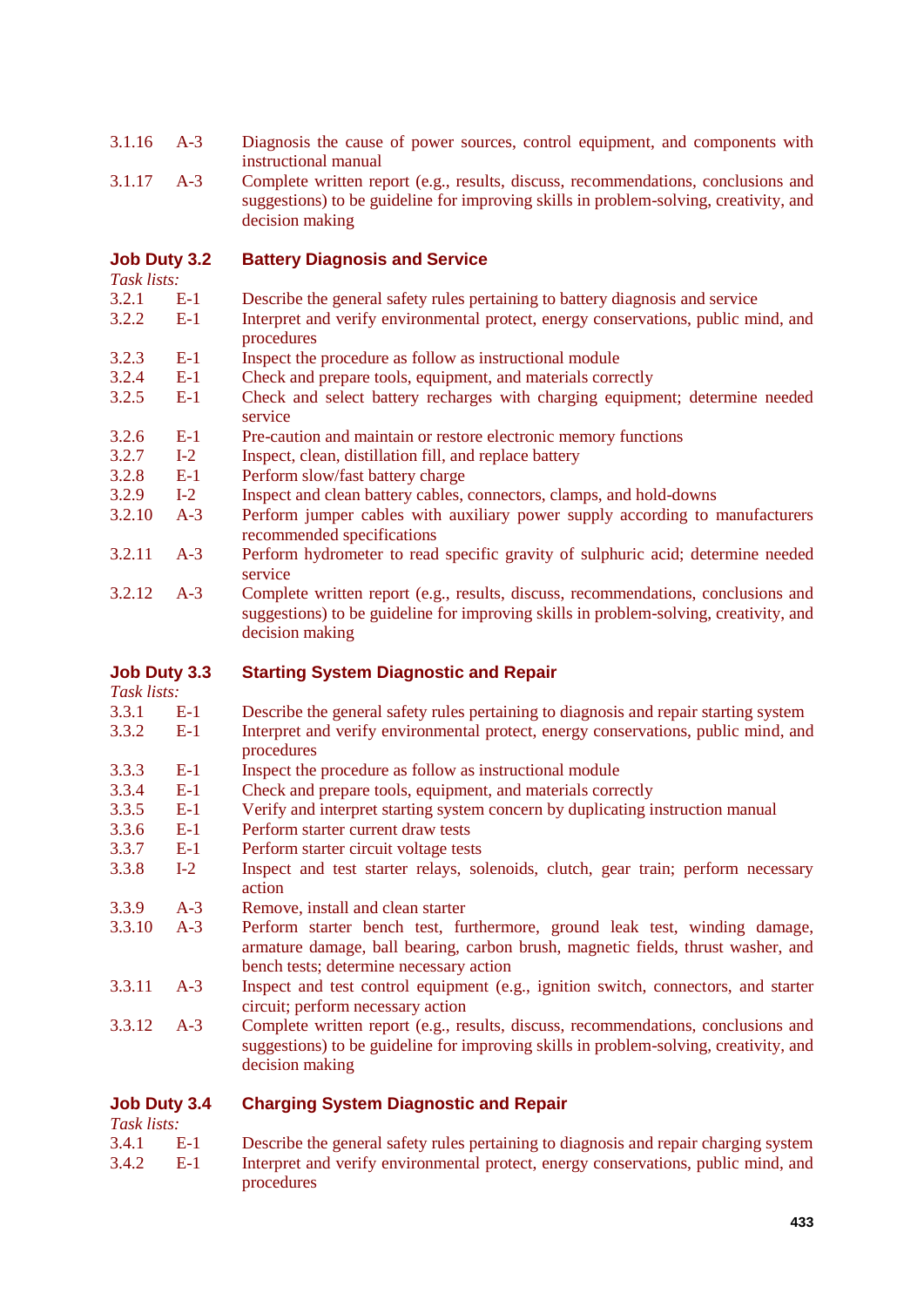| | | |
|---|---|---|
| 3.1.16 | A-3 | Diagnosis the cause of power sources, control equipment, and components with instructional manual |
| 3.1.17 | A-3 | Complete written report (e.g., results, discuss, recommendations, conclusions and suggestions) to be guideline for improving skills in problem-solving, creativity, and decision making |

### Job Duty 3.2 Battery Diagnosis and Service

*Task lists:*

| | | |
|---|---|---|
| 3.2.1 | E-1 | Describe the general safety rules pertaining to battery diagnosis and service |
| 3.2.2 | E-1 | Interpret and verify environmental protect, energy conservations, public mind, and procedures |
| 3.2.3 | E-1 | Inspect the procedure as follow as instructional module |
| 3.2.4 | E-1 | Check and prepare tools, equipment, and materials correctly |
| 3.2.5 | E-1 | Check and select battery recharges with charging equipment; determine needed service |
| 3.2.6 | E-1 | Pre-caution and maintain or restore electronic memory functions |
| 3.2.7 | I-2 | Inspect, clean, distillation fill, and replace battery |
| 3.2.8 | E-1 | Perform slow/fast battery charge |
| 3.2.9 | I-2 | Inspect and clean battery cables, connectors, clamps, and hold-downs |
| 3.2.10 | A-3 | Perform jumper cables with auxiliary power supply according to manufacturers recommended specifications |
| 3.2.11 | A-3 | Perform hydrometer to read specific gravity of sulphuric acid; determine needed service |
| 3.2.12 | A-3 | Complete written report (e.g., results, discuss, recommendations, conclusions and suggestions) to be guideline for improving skills in problem-solving, creativity, and decision making |

### Job Duty 3.3 Starting System Diagnostic and Repair

*Task lists:*

| | | |
|---|---|---|
| 3.3.1 | E-1 | Describe the general safety rules pertaining to diagnosis and repair starting system |
| 3.3.2 | E-1 | Interpret and verify environmental protect, energy conservations, public mind, and procedures |
| 3.3.3 | E-1 | Inspect the procedure as follow as instructional module |
| 3.3.4 | E-1 | Check and prepare tools, equipment, and materials correctly |
| 3.3.5 | E-1 | Verify and interpret starting system concern by duplicating instruction manual |
| 3.3.6 | E-1 | Perform starter current draw tests |
| 3.3.7 | E-1 | Perform starter circuit voltage tests |
| 3.3.8 | I-2 | Inspect and test starter relays, solenoids, clutch, gear train; perform necessary action |
| 3.3.9 | A-3 | Remove, install and clean starter |
| 3.3.10 | A-3 | Perform starter bench test, furthermore, ground leak test, winding damage, armature damage, ball bearing, carbon brush, magnetic fields, thrust washer, and bench tests; determine necessary action |
| 3.3.11 | A-3 | Inspect and test control equipment (e.g., ignition switch, connectors, and starter circuit; perform necessary action |
| 3.3.12 | A-3 | Complete written report (e.g., results, discuss, recommendations, conclusions and suggestions) to be guideline for improving skills in problem-solving, creativity, and decision making |

### Job Duty 3.4 Charging System Diagnostic and Repair

*Task lists:*

| | | |
|---|---|---|
| 3.4.1 | E-1 | Describe the general safety rules pertaining to diagnosis and repair charging system |
| 3.4.2 | E-1 | Interpret and verify environmental protect, energy conservations, public mind, and procedures |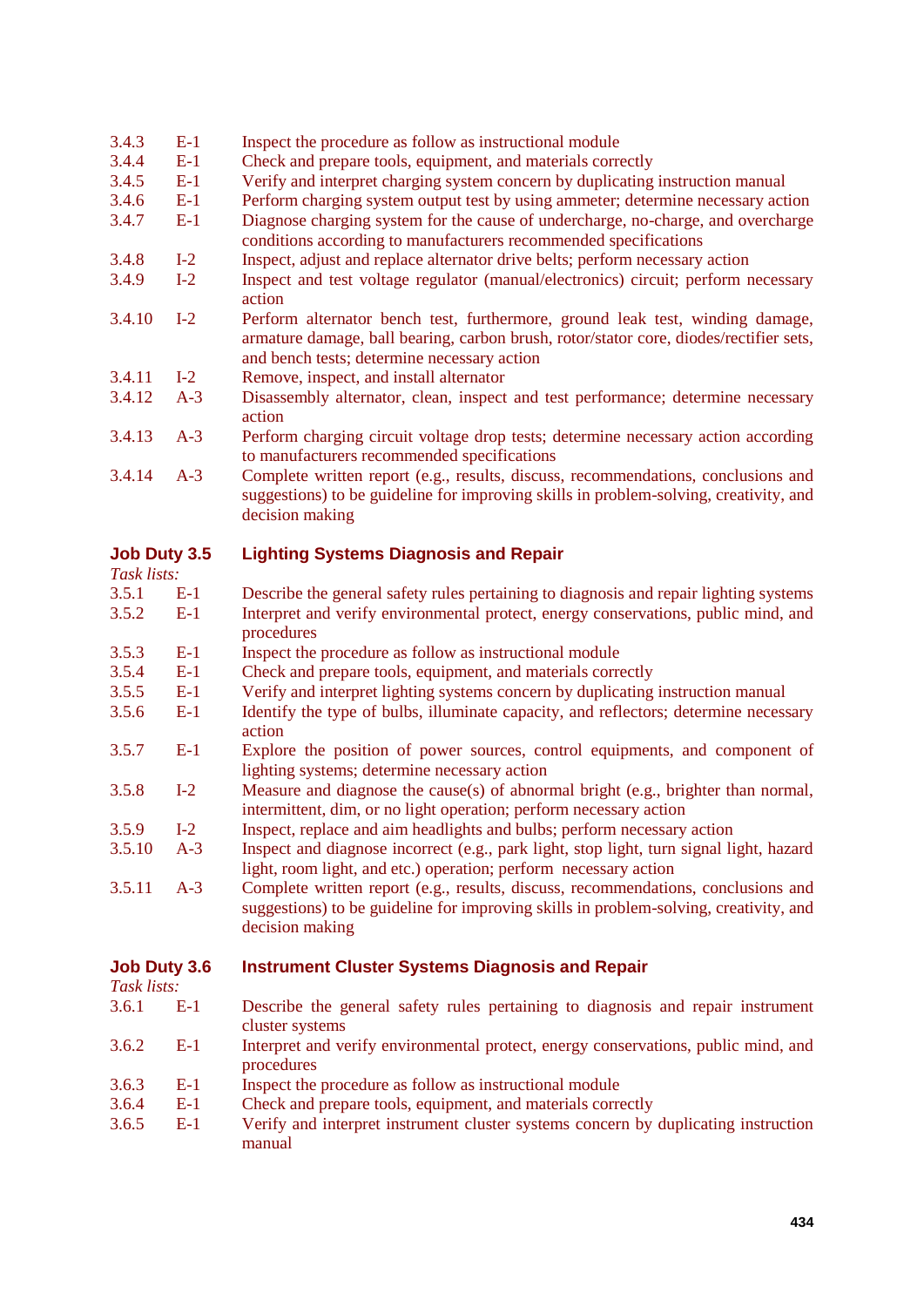| | | |
|---|---|---|
| 3.4.3 | E-1 | Inspect the procedure as follow as instructional module |
| 3.4.4 | E-1 | Check and prepare tools, equipment, and materials correctly |
| 3.4.5 | E-1 | Verify and interpret charging system concern by duplicating instruction manual |
| 3.4.6 | E-1 | Perform charging system output test by using ammeter; determine necessary action |
| 3.4.7 | E-1 | Diagnose charging system for the cause of undercharge, no-charge, and overcharge conditions according to manufacturers recommended specifications |
| 3.4.8 | I-2 | Inspect, adjust and replace alternator drive belts; perform necessary action |
| 3.4.9 | I-2 | Inspect and test voltage regulator (manual/electronics) circuit; perform necessary action |
| 3.4.10 | I-2 | Perform alternator bench test, furthermore, ground leak test, winding damage, armature damage, ball bearing, carbon brush, rotor/stator core, diodes/rectifier sets, and bench tests; determine necessary action |
| 3.4.11 | I-2 | Remove, inspect, and install alternator |
| 3.4.12 | A-3 | Disassembly alternator, clean, inspect and test performance; determine necessary action |
| 3.4.13 | A-3 | Perform charging circuit voltage drop tests; determine necessary action according to manufacturers recommended specifications |
| 3.4.14 | A-3 | Complete written report (e.g., results, discuss, recommendations, conclusions and suggestions) to be guideline for improving skills in problem-solving, creativity, and decision making |

## Job Duty 3.5 Lighting Systems Diagnosis and Repair

*Task lists:*

| | | |
|---|---|---|
| 3.5.1 | E-1 | Describe the general safety rules pertaining to diagnosis and repair lighting systems |
| 3.5.2 | E-1 | Interpret and verify environmental protect, energy conservations, public mind, and procedures |
| 3.5.3 | E-1 | Inspect the procedure as follow as instructional module |
| 3.5.4 | E-1 | Check and prepare tools, equipment, and materials correctly |
| 3.5.5 | E-1 | Verify and interpret lighting systems concern by duplicating instruction manual |
| 3.5.6 | E-1 | Identify the type of bulbs, illuminate capacity, and reflectors; determine necessary action |
| 3.5.7 | E-1 | Explore the position of power sources, control equipments, and component of lighting systems; determine necessary action |
| 3.5.8 | I-2 | Measure and diagnose the cause(s) of abnormal bright (e.g., brighter than normal, intermittent, dim, or no light operation; perform necessary action |
| 3.5.9 | I-2 | Inspect, replace and aim headlights and bulbs; perform necessary action |
| 3.5.10 | A-3 | Inspect and diagnose incorrect (e.g., park light, stop light, turn signal light, hazard light, room light, and etc.) operation; perform necessary action |
| 3.5.11 | A-3 | Complete written report (e.g., results, discuss, recommendations, conclusions and suggestions) to be guideline for improving skills in problem-solving, creativity, and decision making |

## Job Duty 3.6 Instrument Cluster Systems Diagnosis and Repair

*Task lists:*

| | | |
|---|---|---|
| 3.6.1 | E-1 | Describe the general safety rules pertaining to diagnosis and repair instrument cluster systems |
| 3.6.2 | E-1 | Interpret and verify environmental protect, energy conservations, public mind, and procedures |
| 3.6.3 | E-1 | Inspect the procedure as follow as instructional module |
| 3.6.4 | E-1 | Check and prepare tools, equipment, and materials correctly |
| 3.6.5 | E-1 | Verify and interpret instrument cluster systems concern by duplicating instruction manual |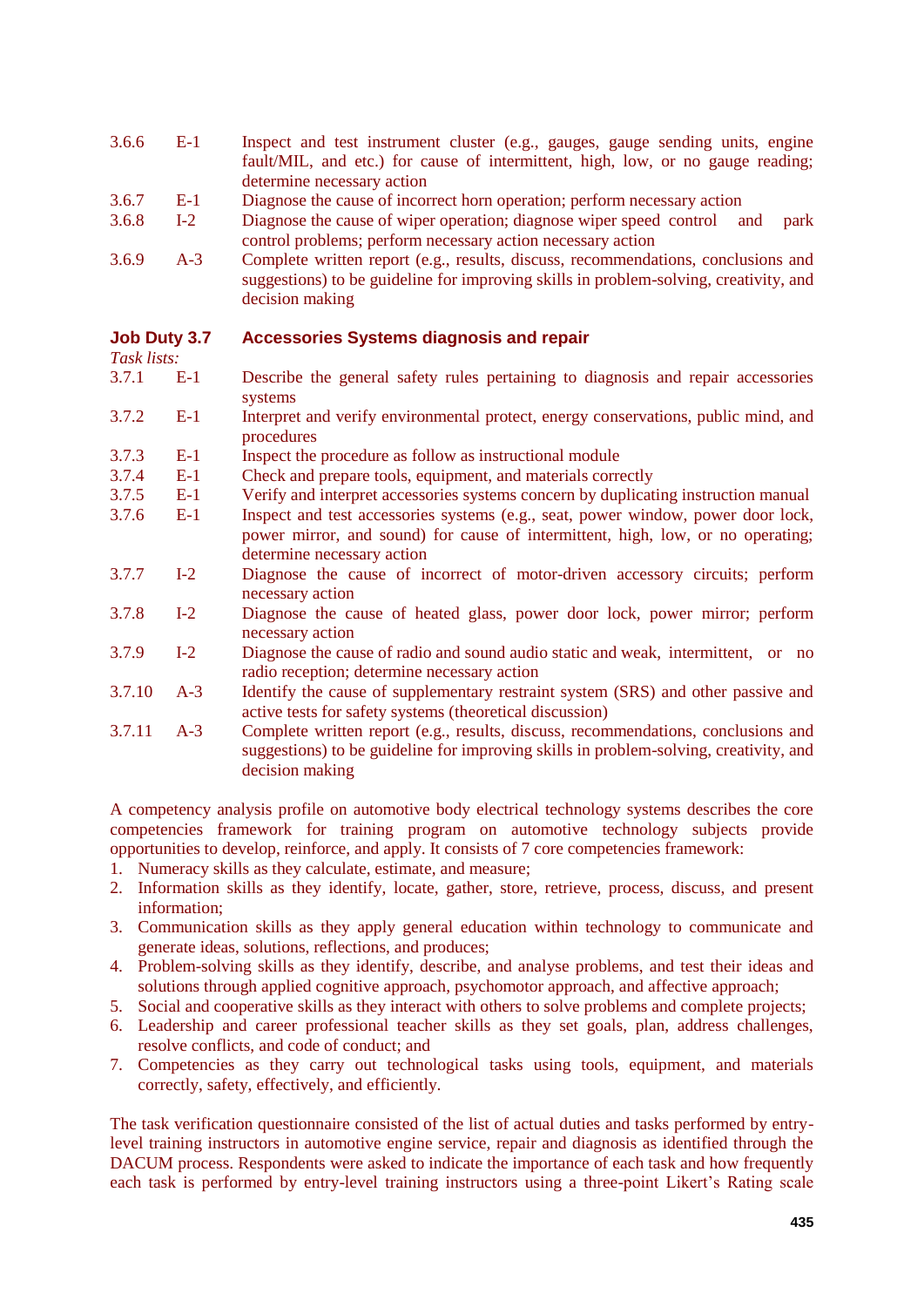| | | |
|---|---|---|
| 3.6.6 | E-1 | Inspect and test instrument cluster (e.g., gauges, gauge sending units, engine fault/MIL, and etc.) for cause of intermittent, high, low, or no gauge reading; determine necessary action |
| 3.6.7 | E-1 | Diagnose the cause of incorrect horn operation; perform necessary action |
| 3.6.8 | I-2 | Diagnose the cause of wiper operation; diagnose wiper speed control and park control problems; perform necessary action necessary action |
| 3.6.9 | A-3 | Complete written report (e.g., results, discuss, recommendations, conclusions and suggestions) to be guideline for improving skills in problem-solving, creativity, and decision making |

### Job Duty 3.7 Accessories Systems diagnosis and repair

*Task lists:*

| | | |
|---|---|---|
| 3.7.1 | E-1 | Describe the general safety rules pertaining to diagnosis and repair accessories systems |
| 3.7.2 | E-1 | Interpret and verify environmental protect, energy conservations, public mind, and procedures |
| 3.7.3 | E-1 | Inspect the procedure as follow as instructional module |
| 3.7.4 | E-1 | Check and prepare tools, equipment, and materials correctly |
| 3.7.5 | E-1 | Verify and interpret accessories systems concern by duplicating instruction manual |
| 3.7.6 | E-1 | Inspect and test accessories systems (e.g., seat, power window, power door lock, power mirror, and sound) for cause of intermittent, high, low, or no operating; determine necessary action |
| 3.7.7 | I-2 | Diagnose the cause of incorrect of motor-driven accessory circuits; perform necessary action |
| 3.7.8 | I-2 | Diagnose the cause of heated glass, power door lock, power mirror; perform necessary action |
| 3.7.9 | I-2 | Diagnose the cause of radio and sound audio static and weak, intermittent, or no radio reception; determine necessary action |
| 3.7.10 | A-3 | Identify the cause of supplementary restraint system (SRS) and other passive and active tests for safety systems (theoretical discussion) |
| 3.7.11 | A-3 | Complete written report (e.g., results, discuss, recommendations, conclusions and suggestions) to be guideline for improving skills in problem-solving, creativity, and decision making |

A competency analysis profile on automotive body electrical technology systems describes the core competencies framework for training program on automotive technology subjects provide opportunities to develop, reinforce, and apply. It consists of 7 core competencies framework:

1. Numeracy skills as they calculate, estimate, and measure;
2. Information skills as they identify, locate, gather, store, retrieve, process, discuss, and present information;
3. Communication skills as they apply general education within technology to communicate and generate ideas, solutions, reflections, and produces;
4. Problem-solving skills as they identify, describe, and analyse problems, and test their ideas and solutions through applied cognitive approach, psychomotor approach, and affective approach;
5. Social and cooperative skills as they interact with others to solve problems and complete projects;
6. Leadership and career professional teacher skills as they set goals, plan, address challenges, resolve conflicts, and code of conduct; and
7. Competencies as they carry out technological tasks using tools, equipment, and materials correctly, safety, effectively, and efficiently.

The task verification questionnaire consisted of the list of actual duties and tasks performed by entry-level training instructors in automotive engine service, repair and diagnosis as identified through the DACUM process. Respondents were asked to indicate the importance of each task and how frequently each task is performed by entry-level training instructors using a three-point Likert's Rating scale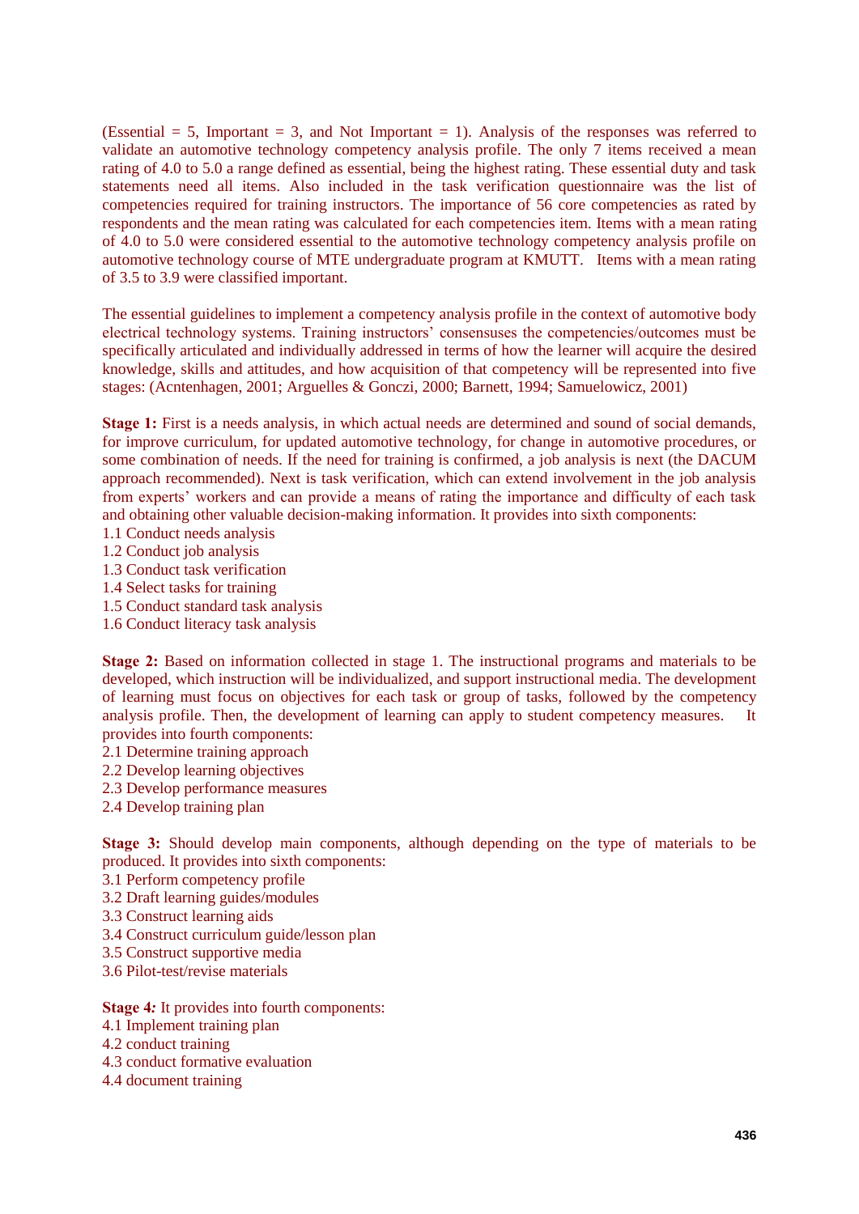(Essential = 5, Important = 3, and Not Important = 1). Analysis of the responses was referred to validate an automotive technology competency analysis profile. The only 7 items received a mean rating of 4.0 to 5.0 a range defined as essential, being the highest rating. These essential duty and task statements need all items. Also included in the task verification questionnaire was the list of competencies required for training instructors. The importance of 56 core competencies as rated by respondents and the mean rating was calculated for each competencies item. Items with a mean rating of 4.0 to 5.0 were considered essential to the automotive technology competency analysis profile on automotive technology course of MTE undergraduate program at KMUTT. Items with a mean rating of 3.5 to 3.9 were classified important.

The essential guidelines to implement a competency analysis profile in the context of automotive body electrical technology systems. Training instructors' consensuses the competencies/outcomes must be specifically articulated and individually addressed in terms of how the learner will acquire the desired knowledge, skills and attitudes, and how acquisition of that competency will be represented into five stages: (Acntenhagen, 2001; Arguelles & Gonczi, 2000; Barnett, 1994; Samuelowicz, 2001)

**Stage 1:** First is a needs analysis, in which actual needs are determined and sound of social demands, for improve curriculum, for updated automotive technology, for change in automotive procedures, or some combination of needs. If the need for training is confirmed, a job analysis is next (the DACUM approach recommended). Next is task verification, which can extend involvement in the job analysis from experts' workers and can provide a means of rating the importance and difficulty of each task and obtaining other valuable decision-making information. It provides into sixth components:
1.1 Conduct needs analysis
1.2 Conduct job analysis
1.3 Conduct task verification
1.4 Select tasks for training
1.5 Conduct standard task analysis
1.6 Conduct literacy task analysis

**Stage 2:** Based on information collected in stage 1. The instructional programs and materials to be developed, which instruction will be individualized, and support instructional media. The development of learning must focus on objectives for each task or group of tasks, followed by the competency analysis profile. Then, the development of learning can apply to student competency measures. It provides into fourth components:
2.1 Determine training approach
2.2 Develop learning objectives
2.3 Develop performance measures
2.4 Develop training plan

**Stage 3:** Should develop main components, although depending on the type of materials to be produced. It provides into sixth components:
3.1 Perform competency profile
3.2 Draft learning guides/modules
3.3 Construct learning aids
3.4 Construct curriculum guide/lesson plan
3.5 Construct supportive media
3.6 Pilot-test/revise materials

**Stage 4*:*** It provides into fourth components:
4.1 Implement training plan
4.2 conduct training
4.3 conduct formative evaluation
4.4 document training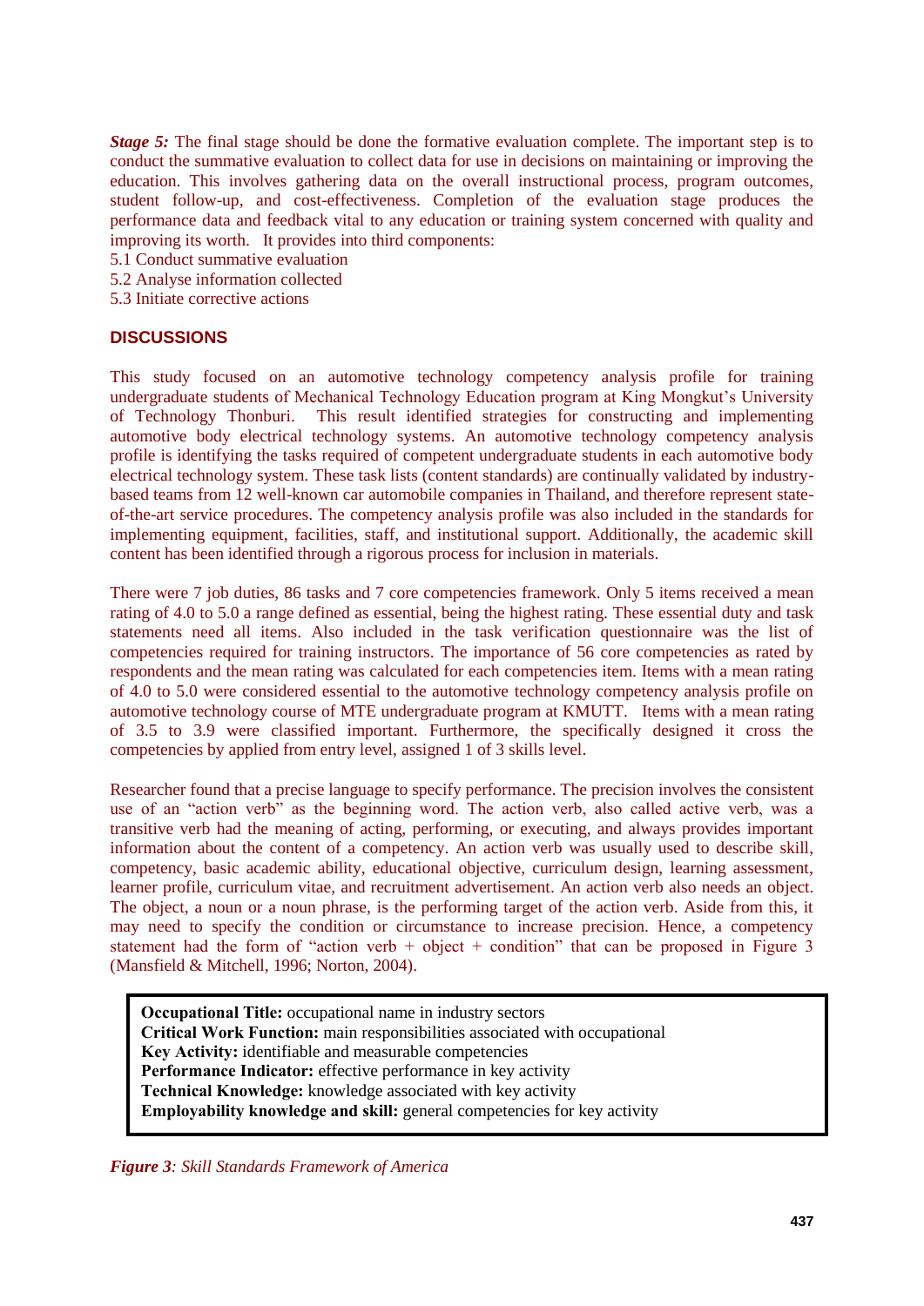*Stage 5:* The final stage should be done the formative evaluation complete. The important step is to conduct the summative evaluation to collect data for use in decisions on maintaining or improving the education. This involves gathering data on the overall instructional process, program outcomes, student follow-up, and cost-effectiveness. Completion of the evaluation stage produces the performance data and feedback vital to any education or training system concerned with quality and improving its worth. It provides into third components:

5.1 Conduct summative evaluation
5.2 Analyse information collected
5.3 Initiate corrective actions

## DISCUSSIONS

This study focused on an automotive technology competency analysis profile for training undergraduate students of Mechanical Technology Education program at King Mongkut's University of Technology Thonburi. This result identified strategies for constructing and implementing automotive body electrical technology systems. An automotive technology competency analysis profile is identifying the tasks required of competent undergraduate students in each automotive body electrical technology system. These task lists (content standards) are continually validated by industry-based teams from 12 well-known car automobile companies in Thailand, and therefore represent state-of-the-art service procedures. The competency analysis profile was also included in the standards for implementing equipment, facilities, staff, and institutional support. Additionally, the academic skill content has been identified through a rigorous process for inclusion in materials.

There were 7 job duties, 86 tasks and 7 core competencies framework. Only 5 items received a mean rating of 4.0 to 5.0 a range defined as essential, being the highest rating. These essential duty and task statements need all items. Also included in the task verification questionnaire was the list of competencies required for training instructors. The importance of 56 core competencies as rated by respondents and the mean rating was calculated for each competencies item. Items with a mean rating of 4.0 to 5.0 were considered essential to the automotive technology competency analysis profile on automotive technology course of MTE undergraduate program at KMUTT. Items with a mean rating of 3.5 to 3.9 were classified important. Furthermore, the specifically designed it cross the competencies by applied from entry level, assigned 1 of 3 skills level.

Researcher found that a precise language to specify performance. The precision involves the consistent use of an "action verb" as the beginning word. The action verb, also called active verb, was a transitive verb had the meaning of acting, performing, or executing, and always provides important information about the content of a competency. An action verb was usually used to describe skill, competency, basic academic ability, educational objective, curriculum design, learning assessment, learner profile, curriculum vitae, and recruitment advertisement. An action verb also needs an object. The object, a noun or a noun phrase, is the performing target of the action verb. Aside from this, it may need to specify the condition or circumstance to increase precision. Hence, a competency statement had the form of "action verb + object + condition" that can be proposed in Figure 3 (Mansfield & Mitchell, 1996; Norton, 2004).

**Occupational Title:** occupational name in industry sectors
**Critical Work Function:** main responsibilities associated with occupational
**Key Activity:** identifiable and measurable competencies
**Performance Indicator:** effective performance in key activity
**Technical Knowledge:** knowledge associated with key activity
**Employability knowledge and skill:** general competencies for key activity

***Figure 3**: Skill Standards Framework of America*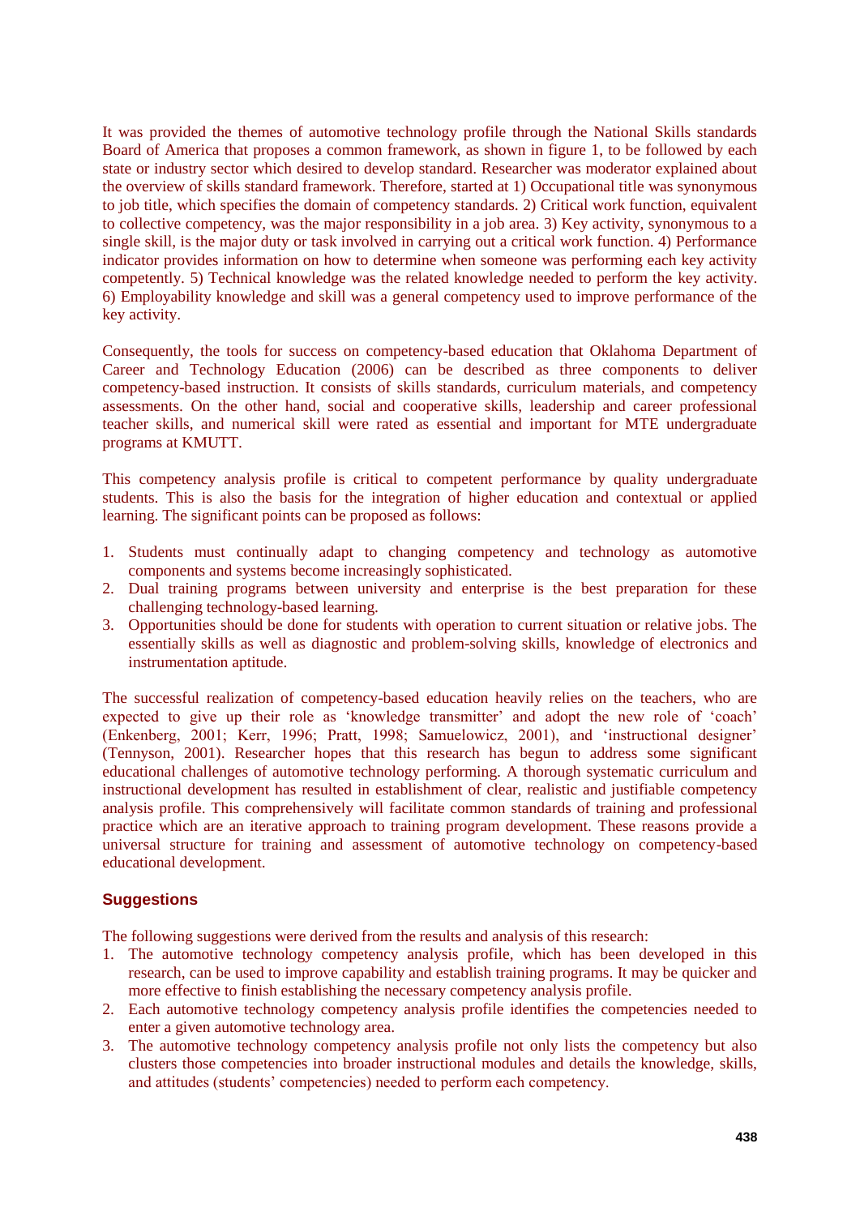It was provided the themes of automotive technology profile through the National Skills standards Board of America that proposes a common framework, as shown in figure 1, to be followed by each state or industry sector which desired to develop standard. Researcher was moderator explained about the overview of skills standard framework. Therefore, started at 1) Occupational title was synonymous to job title, which specifies the domain of competency standards. 2) Critical work function, equivalent to collective competency, was the major responsibility in a job area. 3) Key activity, synonymous to a single skill, is the major duty or task involved in carrying out a critical work function. 4) Performance indicator provides information on how to determine when someone was performing each key activity competently. 5) Technical knowledge was the related knowledge needed to perform the key activity. 6) Employability knowledge and skill was a general competency used to improve performance of the key activity.

Consequently, the tools for success on competency-based education that Oklahoma Department of Career and Technology Education (2006) can be described as three components to deliver competency-based instruction. It consists of skills standards, curriculum materials, and competency assessments. On the other hand, social and cooperative skills, leadership and career professional teacher skills, and numerical skill were rated as essential and important for MTE undergraduate programs at KMUTT.

This competency analysis profile is critical to competent performance by quality undergraduate students. This is also the basis for the integration of higher education and contextual or applied learning. The significant points can be proposed as follows:

1. Students must continually adapt to changing competency and technology as automotive components and systems become increasingly sophisticated.
2. Dual training programs between university and enterprise is the best preparation for these challenging technology-based learning.
3. Opportunities should be done for students with operation to current situation or relative jobs. The essentially skills as well as diagnostic and problem-solving skills, knowledge of electronics and instrumentation aptitude.

The successful realization of competency-based education heavily relies on the teachers, who are expected to give up their role as 'knowledge transmitter' and adopt the new role of 'coach' (Enkenberg, 2001; Kerr, 1996; Pratt, 1998; Samuelowicz, 2001), and 'instructional designer' (Tennyson, 2001). Researcher hopes that this research has begun to address some significant educational challenges of automotive technology performing. A thorough systematic curriculum and instructional development has resulted in establishment of clear, realistic and justifiable competency analysis profile. This comprehensively will facilitate common standards of training and professional practice which are an iterative approach to training program development. These reasons provide a universal structure for training and assessment of automotive technology on competency-based educational development.

## Suggestions

The following suggestions were derived from the results and analysis of this research:

1. The automotive technology competency analysis profile, which has been developed in this research, can be used to improve capability and establish training programs. It may be quicker and more effective to finish establishing the necessary competency analysis profile.
2. Each automotive technology competency analysis profile identifies the competencies needed to enter a given automotive technology area.
3. The automotive technology competency analysis profile not only lists the competency but also clusters those competencies into broader instructional modules and details the knowledge, skills, and attitudes (students' competencies) needed to perform each competency.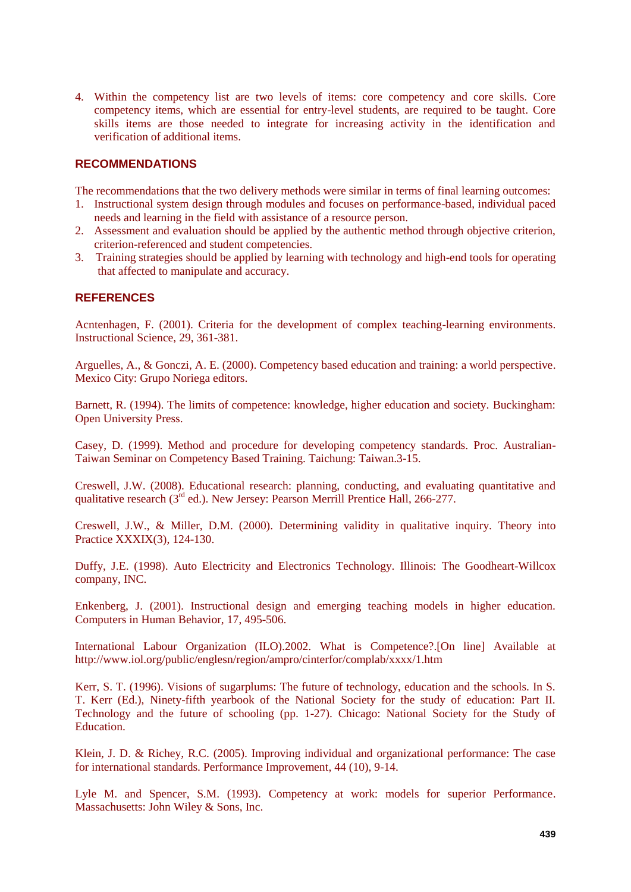4. Within the competency list are two levels of items: core competency and core skills. Core competency items, which are essential for entry-level students, are required to be taught. Core skills items are those needed to integrate for increasing activity in the identification and verification of additional items.

## RECOMMENDATIONS

The recommendations that the two delivery methods were similar in terms of final learning outcomes:

1. Instructional system design through modules and focuses on performance-based, individual paced needs and learning in the field with assistance of a resource person.
2. Assessment and evaluation should be applied by the authentic method through objective criterion, criterion-referenced and student competencies.
3. Training strategies should be applied by learning with technology and high-end tools for operating that affected to manipulate and accuracy.

## REFERENCES

Acntenhagen, F. (2001). Criteria for the development of complex teaching-learning environments. Instructional Science, 29, 361-381.

Arguelles, A., & Gonczi, A. E. (2000). Competency based education and training: a world perspective. Mexico City: Grupo Noriega editors.

Barnett, R. (1994). The limits of competence: knowledge, higher education and society. Buckingham: Open University Press.

Casey, D. (1999). Method and procedure for developing competency standards. Proc. Australian-Taiwan Seminar on Competency Based Training. Taichung: Taiwan.3-15.

Creswell, J.W. (2008). Educational research: planning, conducting, and evaluating quantitative and qualitative research (3rd ed.). New Jersey: Pearson Merrill Prentice Hall, 266-277.

Creswell, J.W., & Miller, D.M. (2000). Determining validity in qualitative inquiry. Theory into Practice XXXIX(3), 124-130.

Duffy, J.E. (1998). Auto Electricity and Electronics Technology. Illinois: The Goodheart-Willcox company, INC.

Enkenberg, J. (2001). Instructional design and emerging teaching models in higher education. Computers in Human Behavior, 17, 495-506.

International Labour Organization (ILO).2002. What is Competence?.[On line] Available at http://www.iol.org/public/englesn/region/ampro/cinterfor/complab/xxxx/1.htm

Kerr, S. T. (1996). Visions of sugarplums: The future of technology, education and the schools. In S. T. Kerr (Ed.), Ninety-fifth yearbook of the National Society for the study of education: Part II. Technology and the future of schooling (pp. 1-27). Chicago: National Society for the Study of Education.

Klein, J. D. & Richey, R.C. (2005). Improving individual and organizational performance: The case for international standards. Performance Improvement, 44 (10), 9-14.

Lyle M. and Spencer, S.M. (1993). Competency at work: models for superior Performance. Massachusetts: John Wiley & Sons, Inc.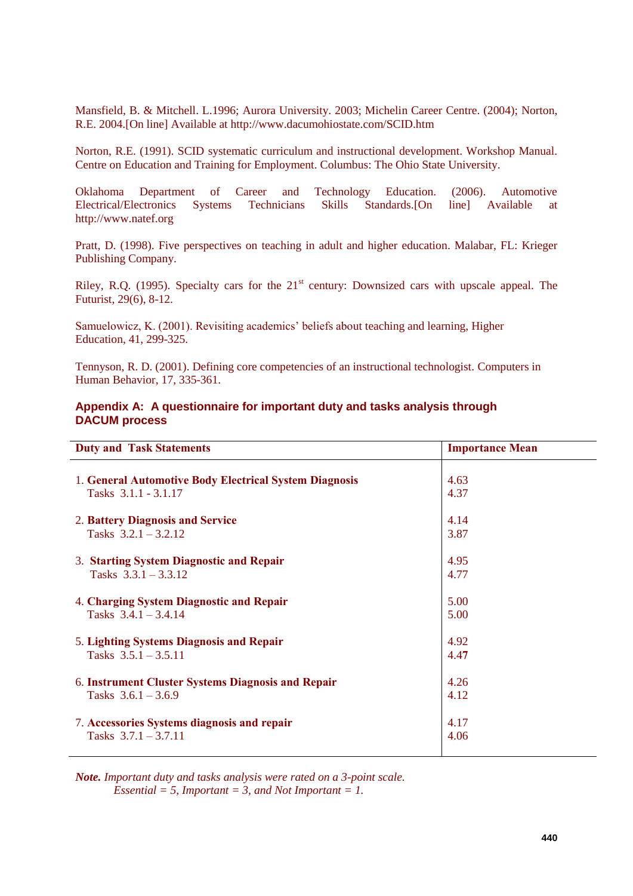Mansfield, B. & Mitchell. L.1996; Aurora University. 2003; Michelin Career Centre. (2004); Norton, R.E. 2004.[On line] Available at http://www.dacumohiostate.com/SCID.htm

Norton, R.E. (1991). SCID systematic curriculum and instructional development. Workshop Manual. Centre on Education and Training for Employment. Columbus: The Ohio State University.

Oklahoma Department of Career and Technology Education. (2006). Automotive Electrical/Electronics Systems Technicians Skills Standards.[On line] Available at http://www.natef.org

Pratt, D. (1998). Five perspectives on teaching in adult and higher education. Malabar, FL: Krieger Publishing Company.

Riley, R.Q. (1995). Specialty cars for the 21st century: Downsized cars with upscale appeal. The Futurist, 29(6), 8-12.

Samuelowicz, K. (2001). Revisiting academics' beliefs about teaching and learning, Higher Education, 41, 299-325.

Tennyson, R. D. (2001). Defining core competencies of an instructional technologist. Computers in Human Behavior, 17, 335-361.

## Appendix A: A questionnaire for important duty and tasks analysis through DACUM process

| Duty and Task Statements | Importance Mean |
|---|---|
| 1. **General Automotive Body Electrical System Diagnosis** | 4.63 |
| Tasks 3.1.1 - 3.1.17 | 4.37 |
| 2. **Battery Diagnosis and Service** | 4.14 |
| Tasks 3.2.1 – 3.2.12 | 3.87 |
| 3. **Starting System Diagnostic and Repair** | 4.95 |
| Tasks 3.3.1 – 3.3.12 | 4.77 |
| 4. **Charging System Diagnostic and Repair** | 5.00 |
| Tasks 3.4.1 – 3.4.14 | 5.00 |
| 5. **Lighting Systems Diagnosis and Repair** | 4.92 |
| Tasks 3.5.1 – 3.5.11 | 4.47 |
| 6. **Instrument Cluster Systems Diagnosis and Repair** | 4.26 |
| Tasks 3.6.1 – 3.6.9 | 4.12 |
| 7. **Accessories Systems diagnosis and repair** | 4.17 |
| Tasks 3.7.1 – 3.7.11 | 4.06 |

***Note.*** *Important duty and tasks analysis were rated on a 3-point scale.*
*Essential = 5, Important = 3, and Not Important = 1.*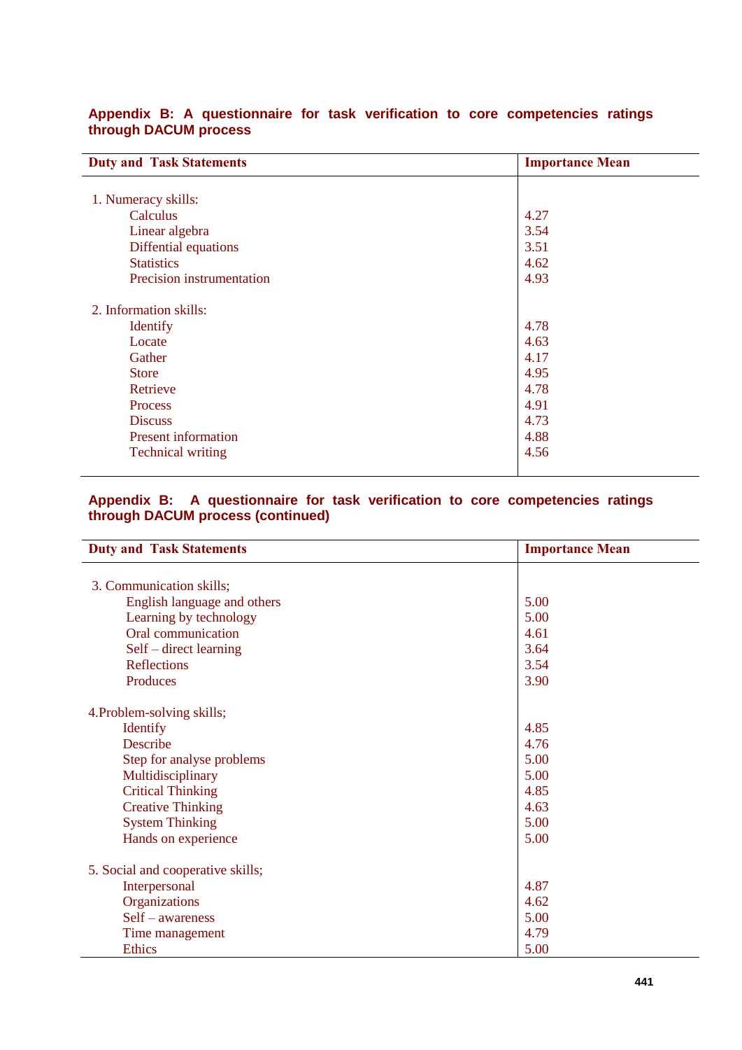**Appendix B: A questionnaire for task verification to core competencies ratings through DACUM process**

| Duty and Task Statements | Importance Mean |
|---|---|
| 1. Numeracy skills: | |
| Calculus | 4.27 |
| Linear algebra | 3.54 |
| Diffential equations | 3.51 |
| Statistics | 4.62 |
| Precision instrumentation | 4.93 |
| 2. Information skills: | |
| Identify | 4.78 |
| Locate | 4.63 |
| Gather | 4.17 |
| Store | 4.95 |
| Retrieve | 4.78 |
| Process | 4.91 |
| Discuss | 4.73 |
| Present information | 4.88 |
| Technical writing | 4.56 |

**Appendix B: A questionnaire for task verification to core competencies ratings through DACUM process (continued)**

| Duty and Task Statements | Importance Mean |
|---|---|
| 3. Communication skills; | |
| English language and others | 5.00 |
| Learning by technology | 5.00 |
| Oral communication | 4.61 |
| Self – direct learning | 3.64 |
| Reflections | 3.54 |
| Produces | 3.90 |
| 4.Problem-solving skills; | |
| Identify | 4.85 |
| Describe | 4.76 |
| Step for analyse problems | 5.00 |
| Multidisciplinary | 5.00 |
| Critical Thinking | 4.85 |
| Creative Thinking | 4.63 |
| System Thinking | 5.00 |
| Hands on experience | 5.00 |
| 5. Social and cooperative skills; | |
| Interpersonal | 4.87 |
| Organizations | 4.62 |
| Self – awareness | 5.00 |
| Time management | 4.79 |
| Ethics | 5.00 |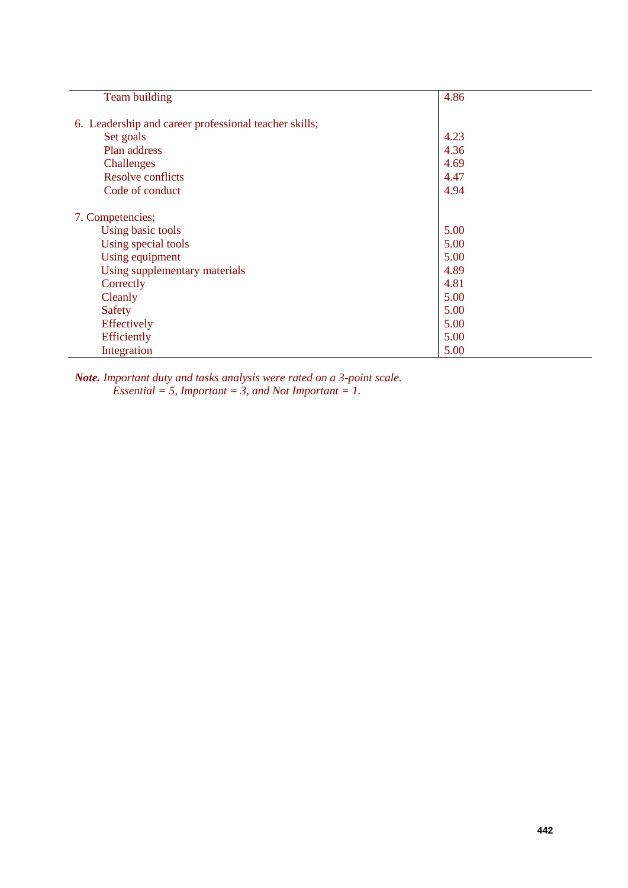| | |
|---|---|
| Team building | 4.86 |
| 6. Leadership and career professional teacher skills; | |
| Set goals | 4.23 |
| Plan address | 4.36 |
| Challenges | 4.69 |
| Resolve conflicts | 4.47 |
| Code of conduct | 4.94 |
| 7. Competencies; | |
| Using basic tools | 5.00 |
| Using special tools | 5.00 |
| Using equipment | 5.00 |
| Using supplementary materials | 4.89 |
| Correctly | 4.81 |
| Cleanly | 5.00 |
| Safety | 5.00 |
| Effectively | 5.00 |
| Efficiently | 5.00 |
| Integration | 5.00 |

***Note.*** *Important duty and tasks analysis were rated on a 3-point scale. Essential = 5, Important = 3, and Not Important = 1.*